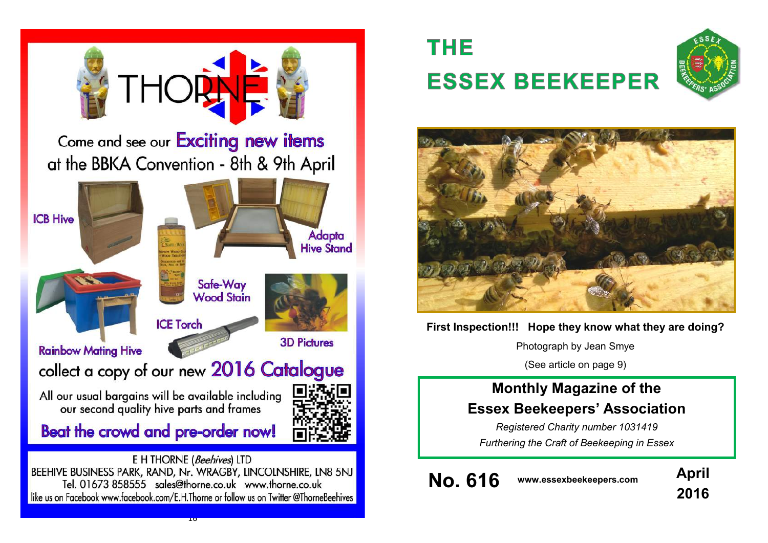# THORNE

Come and see our **Exciting new items** at the BBKA Convention - 8th & 9th April

ICB Hive

Adapta Hive Stand

Safe-Way Wood Stain

ICE Torch

Rainbow Mating Hive

3D Pictures

collect a copy of our new **2016 Catalogue**

All our usual bargains will be available including our second quality hive parts and frames

**Beat the crowd and pre-order now!**

E H THORNE (*Beehives*) LTD
BEEHIVE BUSINESS PARK, RAND, Nr. WRAGBY, LINCOLNSHIRE, LN8 5NJ
Tel. 01673 858555 sales@thorne.co.uk www.thorne.co.uk
like us on Facebook www.facebook.com/E.H.Thorne or follow us on Twitter @ThorneBeehives

# THE ESSEX BEEKEEPER

**First Inspection!!! Hope they know what they are doing?**

Photograph by Jean Smye

(See article on page 9)

## Monthly Magazine of the Essex Beekeepers' Association

*Registered Charity number 1031419*

*Furthering the Craft of Beekeeping in Essex*

**No. 616** **www.essexbeekeepers.com** **April 2016**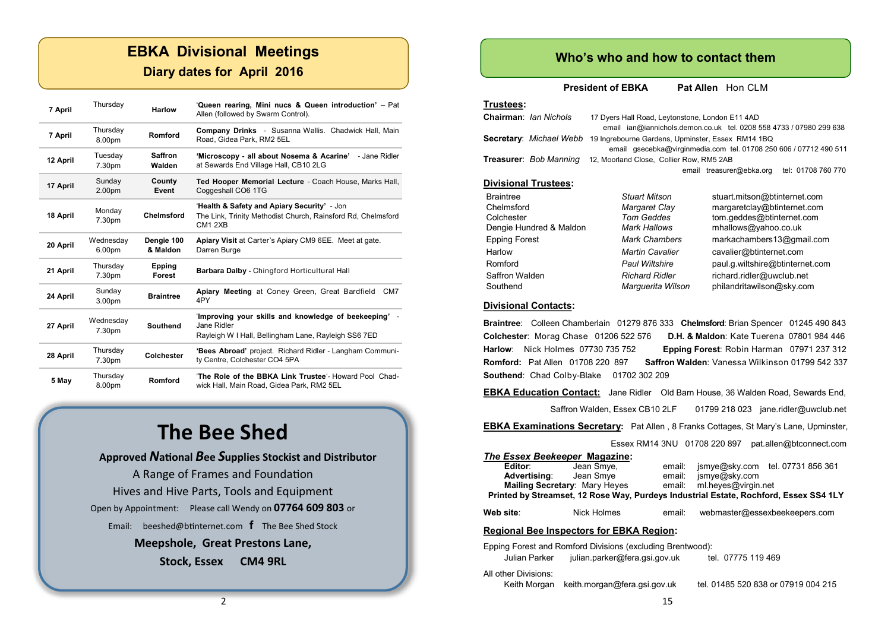## EBKA Divisional Meetings

### Diary dates for April 2016

| Date | Day/Time | Division | Event |
|---|---|---|---|
| 7 April | Thursday | Harlow | '**Queen rearing, Mini nucs & Queen introduction**' – Pat Allen (followed by Swarm Control). |
| 7 April | Thursday 8.00pm | Romford | **Company Drinks** - Susanna Wallis. Chadwick Hall, Main Road, Gidea Park, RM2 5EL |
| 12 April | Tuesday 7.30pm | Saffron Walden | '**Microscopy - all about Nosema & Acarine**' - Jane Ridler at Sewards End Village Hall, CB10 2LG |
| 17 April | Sunday 2.00pm | County Event | **Ted Hooper Memorial Lecture** - Coach House, Marks Hall, Coggeshall CO6 1TG |
| 18 April | Monday 7.30pm | Chelmsford | '**Health & Safety and Apiary Security**' - Jon The Link, Trinity Methodist Church, Rainsford Rd, Chelmsford CM1 2XB |
| 20 April | Wednesday 6.00pm | Dengie 100 & Maldon | **Apiary Visit** at Carter's Apiary CM9 6EE. Meet at gate. Darren Burge |
| 21 April | Thursday 7.30pm | Epping Forest | **Barbara Dalby -** Chingford Horticultural Hall |
| 24 April | Sunday 3.00pm | Braintree | **Apiary Meeting** at Coney Green, Great Bardfield CM7 4PY |
| 27 April | Wednesday 7.30pm | Southend | '**Improving your skills and knowledge of beekeeping**' - Jane Ridler Rayleigh W I Hall, Bellingham Lane, Rayleigh SS6 7ED |
| 28 April | Thursday 7.30pm | Colchester | '**Bees Abroad**' project. Richard Ridler - Langham Community Centre, Colchester CO4 5PA |
| 5 May | Thursday 8.00pm | Romford | '**The Role of the BBKA Link Trustee**'- Howard Pool Chadwick Hall, Main Road, Gidea Park, RM2 5EL |

## The Bee Shed

**Approved *N*ational *B*ee *S*upplies Stockist and Distributor**

A Range of Frames and Foundation

Hives and Hive Parts, Tools and Equipment

Open by Appointment: Please call Wendy on **07764 609 803** or

Email: beeshed@btinternet.com f The Bee Shed Stock

**Meepshole, Great Prestons Lane,**

**Stock, Essex CM4 9RL**

## Who's who and how to contact them

**President of EBKA** **Pat Allen** Hon CLM

**Trustees:**

**Chairman**: *Ian Nichols* 17 Dyers Hall Road, Leytonstone, London E11 4AD
email ian@iannichols.demon.co.uk tel. 0208 558 4733 / 07980 299 638

**Secretary**: *Michael Webb* 19 Ingrebourne Gardens, Upminster, Essex RM14 1BQ
email gsecebka@virginmedia.com tel. 01708 250 606 / 07712 490 511

**Treasurer**: *Bob Manning* 12, Moorland Close, Collier Row, RM5 2AB
email treasurer@ebka.org tel: 01708 760 770

**Divisional Trustees:**

| Division | Trustee | Email |
|---|---|---|
| Braintree | *Stuart Mitson* | stuart.mitson@btinternet.com |
| Chelmsford | *Margaret Clay* | margaretclay@btinternet.com |
| Colchester | *Tom Geddes* | tom.geddes@btinternet.com |
| Dengie Hundred & Maldon | *Mark Hallows* | mhallows@yahoo.co.uk |
| Epping Forest | *Mark Chambers* | markachambers13@gmail.com |
| Harlow | *Martin Cavalier* | cavalier@btinternet.com |
| Romford | *Paul Wiltshire* | paul.g.wiltshire@btinternet.com |
| Saffron Walden | *Richard Ridler* | richard.ridler@uwclub.net |
| Southend | *Marguerita Wilson* | philandritawilson@sky.com |

**Divisional Contacts:**

**Braintree**: Colleen Chamberlain 01279 876 333 **Chelmsford**: Brian Spencer 01245 490 843
**Colchester**: Morag Chase 01206 522 576 **D.H. & Maldon**: Kate Tuerena 07801 984 446
**Harlow**: Nick Holmes 07730 735 752 **Epping Forest**: Robin Harman 07971 237 312
**Romford:** Pat Allen 01708 220 897 **Saffron Walden**: Vanessa Wilkinson 01799 542 337
**Southend**: Chad Colby-Blake 01702 302 209

**EBKA Education Contact:** Jane Ridler Old Barn House, 36 Walden Road, Sewards End, Saffron Walden, Essex CB10 2LF 01799 218 023 jane.ridler@uwclub.net

**EBKA Examinations Secretary**: Pat Allen , 8 Franks Cottages, St Mary's Lane, Upminster, Essex RM14 3NU 01708 220 897 pat.allen@btconnect.com

***The Essex Beekeeper* Magazine:**

**Editor**: Jean Smye, email: jsmye@sky.com tel. 07731 856 361
**Advertising**: Jean Smye email: jsmye@sky.com
**Mailing Secretary**: Mary Heyes email: ml.heyes@virgin.net
**Printed by Streamset, 12 Rose Way, Purdeys Industrial Estate, Rochford, Essex SS4 1LY**

**Web site**: Nick Holmes email: webmaster@essexbeekeepers.com

**Regional Bee Inspectors for EBKA Region:**

Epping Forest and Romford Divisions (excluding Brentwood):
Julian Parker julian.parker@fera.gsi.gov.uk tel. 07775 119 469

All other Divisions:
Keith Morgan keith.morgan@fera.gsi.gov.uk tel. 01485 520 838 or 07919 004 215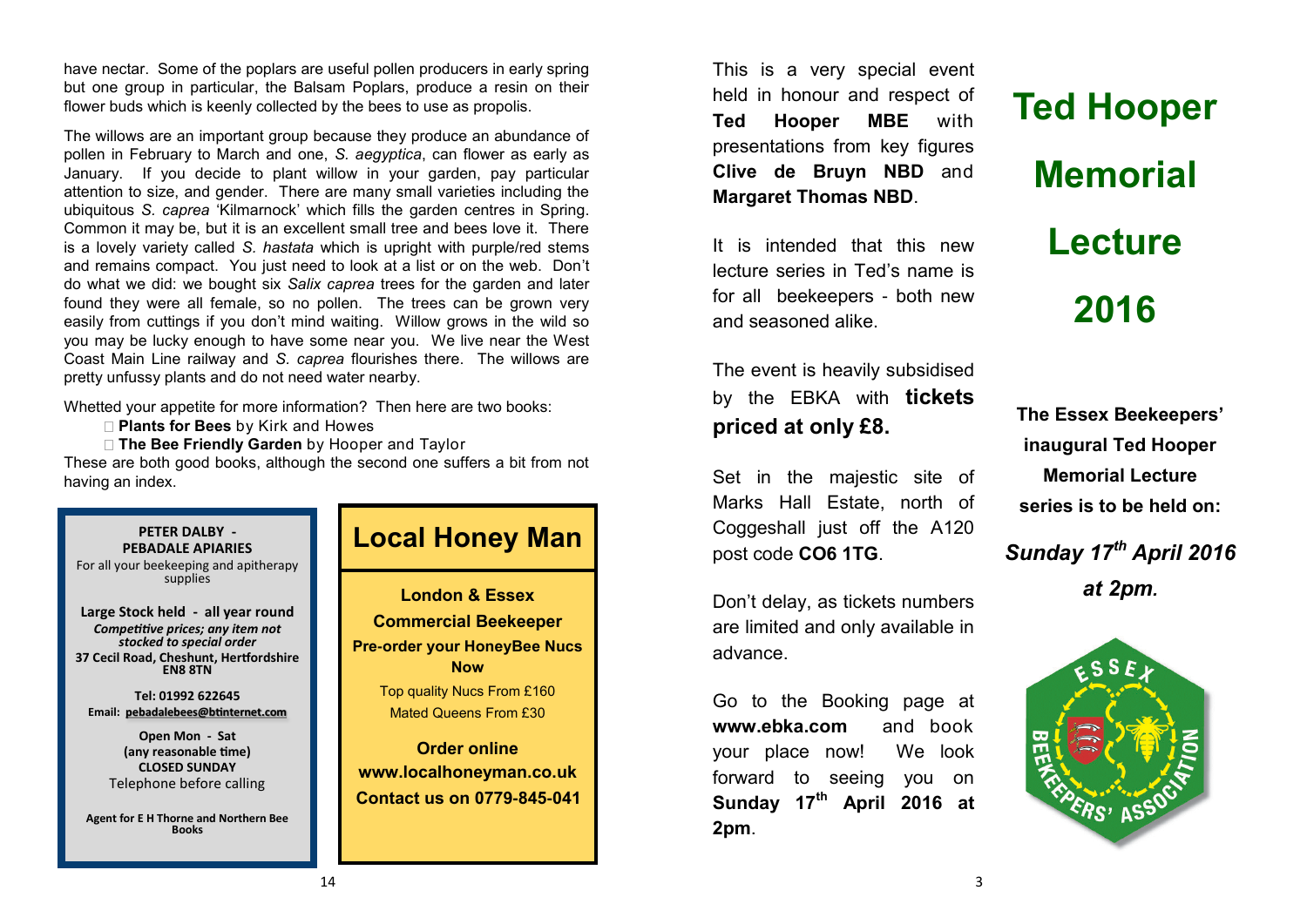have nectar. Some of the poplars are useful pollen producers in early spring but one group in particular, the Balsam Poplars, produce a resin on their flower buds which is keenly collected by the bees to use as propolis.

The willows are an important group because they produce an abundance of pollen in February to March and one, *S. aegyptica*, can flower as early as January. If you decide to plant willow in your garden, pay particular attention to size, and gender. There are many small varieties including the ubiquitous *S. caprea* 'Kilmarnock' which fills the garden centres in Spring. Common it may be, but it is an excellent small tree and bees love it. There is a lovely variety called *S. hastata* which is upright with purple/red stems and remains compact. You just need to look at a list or on the web. Don't do what we did: we bought six *Salix caprea* trees for the garden and later found they were all female, so no pollen. The trees can be grown very easily from cuttings if you don't mind waiting. Willow grows in the wild so you may be lucky enough to have some near you. We live near the West Coast Main Line railway and *S. caprea* flourishes there. The willows are pretty unfussy plants and do not need water nearby.

Whetted your appetite for more information? Then here are two books:

- **Plants for Bees** by Kirk and Howes
- **The Bee Friendly Garden** by Hooper and Taylor

These are both good books, although the second one suffers a bit from not having an index.

**PETER DALBY - PEBADALE APIARIES**
For all your beekeeping and apitherapy supplies

**Large Stock held - all year round**
***Competitive prices; any item not stocked to special order***
**37 Cecil Road, Cheshunt, Hertfordshire EN8 8TN**

**Tel: 01992 622645**
**Email: pebadalebees@btinternet.com**

**Open Mon - Sat**
**(any reasonable time)**
**CLOSED SUNDAY**
Telephone before calling

**Agent for E H Thorne and Northern Bee Books**

## Local Honey Man

**London & Essex Commercial Beekeeper**
**Pre-order your HoneyBee Nucs Now**
Top quality Nucs From £160
Mated Queens From £30

**Order online**
**www.localhoneyman.co.uk**
**Contact us on 0779-845-041**

# Ted Hooper Memorial Lecture 2016

**The Essex Beekeepers' inaugural Ted Hooper Memorial Lecture series is to be held on:**

***Sunday 17th April 2016 at 2pm.***

This is a very special event held in honour and respect of **Ted Hooper MBE** with presentations from key figures **Clive de Bruyn NBD** and **Margaret Thomas NBD**.

It is intended that this new lecture series in Ted's name is for all beekeepers - both new and seasoned alike.

The event is heavily subsidised by the EBKA with **tickets priced at only £8.**

Set in the majestic site of Marks Hall Estate, north of Coggeshall just off the A120 post code **CO6 1TG**.

Don't delay, as tickets numbers are limited and only available in advance.

Go to the Booking page at **www.ebka.com** and book your place now! We look forward to seeing you on **Sunday 17th April 2016 at 2pm**.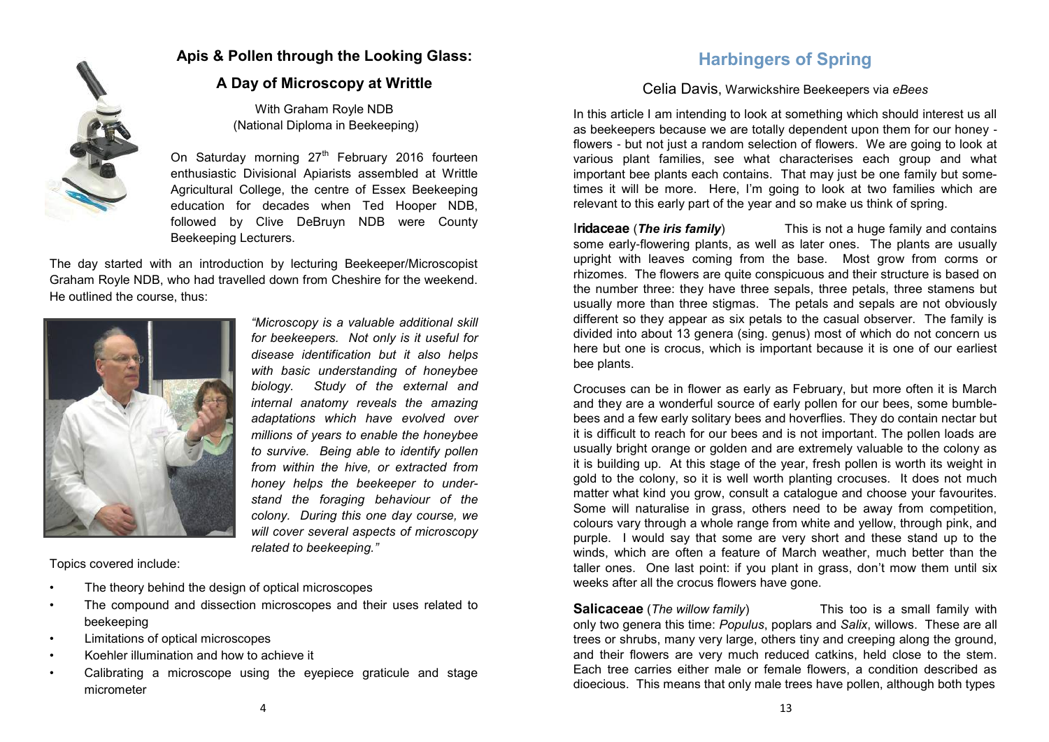## Apis & Pollen through the Looking Glass:

## A Day of Microscopy at Writtle

With Graham Royle NDB
(National Diploma in Beekeeping)

On Saturday morning 27th February 2016 fourteen enthusiastic Divisional Apiarists assembled at Writtle Agricultural College, the centre of Essex Beekeeping education for decades when Ted Hooper NDB, followed by Clive DeBruyn NDB were County Beekeeping Lecturers.

The day started with an introduction by lecturing Beekeeper/Microscopist Graham Royle NDB, who had travelled down from Cheshire for the weekend. He outlined the course, thus:

*"Microscopy is a valuable additional skill for beekeepers. Not only is it useful for disease identification but it also helps with basic understanding of honeybee biology. Study of the external and internal anatomy reveals the amazing adaptations which have evolved over millions of years to enable the honeybee to survive. Being able to identify pollen from within the hive, or extracted from honey helps the beekeeper to understand the foraging behaviour of the colony. During this one day course, we will cover several aspects of microscopy related to beekeeping."*

Topics covered include:

- The theory behind the design of optical microscopes
- The compound and dissection microscopes and their uses related to beekeeping
- Limitations of optical microscopes
- Koehler illumination and how to achieve it
- Calibrating a microscope using the eyepiece graticule and stage micrometer

## Harbingers of Spring

Celia Davis, Warwickshire Beekeepers via *eBees*

In this article I am intending to look at something which should interest us all as beekeepers because we are totally dependent upon them for our honey - flowers - but not just a random selection of flowers. We are going to look at various plant families, see what characterises each group and what important bee plants each contains. That may just be one family but sometimes it will be more. Here, I'm going to look at two families which are relevant to this early part of the year and so make us think of spring.

**Iridaceae** (***The iris family***) This is not a huge family and contains some early-flowering plants, as well as later ones. The plants are usually upright with leaves coming from the base. Most grow from corms or rhizomes. The flowers are quite conspicuous and their structure is based on the number three: they have three sepals, three petals, three stamens but usually more than three stigmas. The petals and sepals are not obviously different so they appear as six petals to the casual observer. The family is divided into about 13 genera (sing. genus) most of which do not concern us here but one is crocus, which is important because it is one of our earliest bee plants.

Crocuses can be in flower as early as February, but more often it is March and they are a wonderful source of early pollen for our bees, some bumblebees and a few early solitary bees and hoverflies. They do contain nectar but it is difficult to reach for our bees and is not important. The pollen loads are usually bright orange or golden and are extremely valuable to the colony as it is building up. At this stage of the year, fresh pollen is worth its weight in gold to the colony, so it is well worth planting crocuses. It does not much matter what kind you grow, consult a catalogue and choose your favourites. Some will naturalise in grass, others need to be away from competition, colours vary through a whole range from white and yellow, through pink, and purple. I would say that some are very short and these stand up to the winds, which are often a feature of March weather, much better than the taller ones. One last point: if you plant in grass, don't mow them until six weeks after all the crocus flowers have gone.

**Salicaceae** (*The willow family*) This too is a small family with only two genera this time: *Populus*, poplars and *Salix*, willows. These are all trees or shrubs, many very large, others tiny and creeping along the ground, and their flowers are very much reduced catkins, held close to the stem. Each tree carries either male or female flowers, a condition described as dioecious. This means that only male trees have pollen, although both types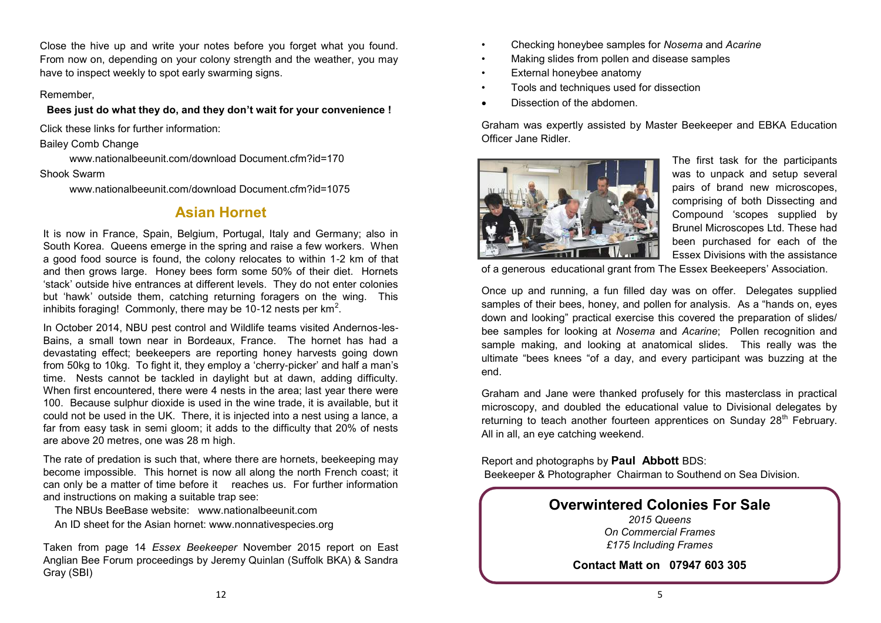Close the hive up and write your notes before you forget what you found. From now on, depending on your colony strength and the weather, you may have to inspect weekly to spot early swarming signs.

Remember,

**Bees just do what they do, and they don't wait for your convenience !**

Click these links for further information:

Bailey Comb Change

www.nationalbeeunit.com/download Document.cfm?id=170

Shook Swarm

www.nationalbeeunit.com/download Document.cfm?id=1075

## Asian Hornet

It is now in France, Spain, Belgium, Portugal, Italy and Germany; also in South Korea. Queens emerge in the spring and raise a few workers. When a good food source is found, the colony relocates to within 1-2 km of that and then grows large. Honey bees form some 50% of their diet. Hornets 'stack' outside hive entrances at different levels. They do not enter colonies but 'hawk' outside them, catching returning foragers on the wing. This inhibits foraging! Commonly, there may be 10-12 nests per km$^2$.

In October 2014, NBU pest control and Wildlife teams visited Andernos-les-Bains, a small town near in Bordeaux, France. The hornet has had a devastating effect; beekeepers are reporting honey harvests going down from 50kg to 10kg. To fight it, they employ a 'cherry-picker' and half a man's time. Nests cannot be tackled in daylight but at dawn, adding difficulty. When first encountered, there were 4 nests in the area; last year there were 100. Because sulphur dioxide is used in the wine trade, it is available, but it could not be used in the UK. There, it is injected into a nest using a lance, a far from easy task in semi gloom; it adds to the difficulty that 20% of nests are above 20 metres, one was 28 m high.

The rate of predation is such that, where there are hornets, beekeeping may become impossible. This hornet is now all along the north French coast; it can only be a matter of time before it reaches us. For further information and instructions on making a suitable trap see:

The NBUs BeeBase website: www.nationalbeeunit.com

An ID sheet for the Asian hornet: www.nonnativespecies.org

Taken from page 14 *Essex Beekeeper* November 2015 report on East Anglian Bee Forum proceedings by Jeremy Quinlan (Suffolk BKA) & Sandra Gray (SBI)

- Checking honeybee samples for *Nosema* and *Acarine*
- Making slides from pollen and disease samples
- External honeybee anatomy
- Tools and techniques used for dissection
- Dissection of the abdomen.

Graham was expertly assisted by Master Beekeeper and EBKA Education Officer Jane Ridler.

The first task for the participants was to unpack and setup several pairs of brand new microscopes, comprising of both Dissecting and Compound 'scopes supplied by Brunel Microscopes Ltd. These had been purchased for each of the Essex Divisions with the assistance of a generous educational grant from The Essex Beekeepers' Association.

Once up and running, a fun filled day was on offer. Delegates supplied samples of their bees, honey, and pollen for analysis. As a "hands on, eyes down and looking" practical exercise this covered the preparation of slides/ bee samples for looking at *Nosema* and *Acarine*; Pollen recognition and sample making, and looking at anatomical slides. This really was the ultimate "bees knees "of a day, and every participant was buzzing at the end.

Graham and Jane were thanked profusely for this masterclass in practical microscopy, and doubled the educational value to Divisional delegates by returning to teach another fourteen apprentices on Sunday 28th February. All in all, an eye catching weekend.

Report and photographs by **Paul Abbott** BDS:
Beekeeper & Photographer Chairman to Southend on Sea Division.

## Overwintered Colonies For Sale

*2015 Queens*
*On Commercial Frames*
*£175 Including Frames*

**Contact Matt on 07947 603 305**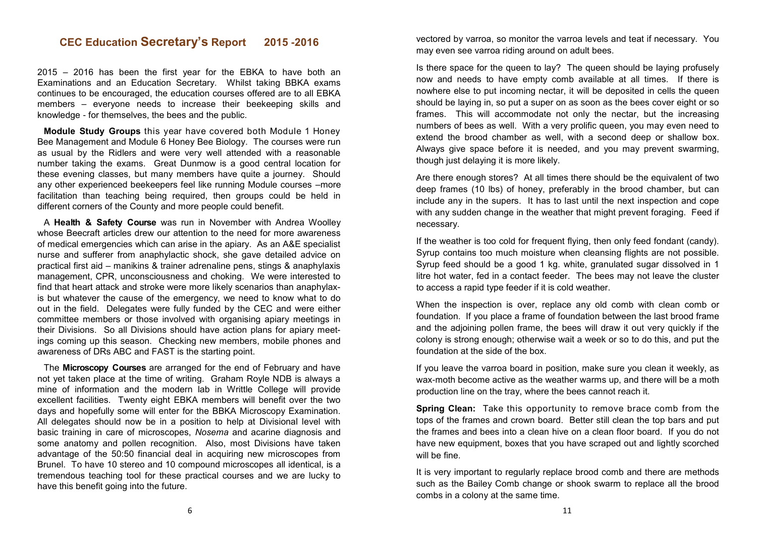## CEC Education Secretary's Report 2015 -2016

2015 – 2016 has been the first year for the EBKA to have both an Examinations and an Education Secretary. Whilst taking BBKA exams continues to be encouraged, the education courses offered are to all EBKA members – everyone needs to increase their beekeeping skills and knowledge - for themselves, the bees and the public.

**Module Study Groups** this year have covered both Module 1 Honey Bee Management and Module 6 Honey Bee Biology. The courses were run as usual by the Ridlers and were very well attended with a reasonable number taking the exams. Great Dunmow is a good central location for these evening classes, but many members have quite a journey. Should any other experienced beekeepers feel like running Module courses –more facilitation than teaching being required, then groups could be held in different corners of the County and more people could benefit.

A **Health & Safety Course** was run in November with Andrea Woolley whose Beecraft articles drew our attention to the need for more awareness of medical emergencies which can arise in the apiary. As an A&E specialist nurse and sufferer from anaphylactic shock, she gave detailed advice on practical first aid – manikins & trainer adrenaline pens, stings & anaphylaxis management, CPR, unconsciousness and choking. We were interested to find that heart attack and stroke were more likely scenarios than anaphylaxis but whatever the cause of the emergency, we need to know what to do out in the field. Delegates were fully funded by the CEC and were either committee members or those involved with organising apiary meetings in their Divisions. So all Divisions should have action plans for apiary meetings coming up this season. Checking new members, mobile phones and awareness of DRs ABC and FAST is the starting point.

The **Microscopy Courses** are arranged for the end of February and have not yet taken place at the time of writing. Graham Royle NDB is always a mine of information and the modern lab in Writtle College will provide excellent facilities. Twenty eight EBKA members will benefit over the two days and hopefully some will enter for the BBKA Microscopy Examination. All delegates should now be in a position to help at Divisional level with basic training in care of microscopes, *Nosema* and acarine diagnosis and some anatomy and pollen recognition. Also, most Divisions have taken advantage of the 50:50 financial deal in acquiring new microscopes from Brunel. To have 10 stereo and 10 compound microscopes all identical, is a tremendous teaching tool for these practical courses and we are lucky to have this benefit going into the future.

vectored by varroa, so monitor the varroa levels and teat if necessary. You may even see varroa riding around on adult bees.

Is there space for the queen to lay? The queen should be laying profusely now and needs to have empty comb available at all times. If there is nowhere else to put incoming nectar, it will be deposited in cells the queen should be laying in, so put a super on as soon as the bees cover eight or so frames. This will accommodate not only the nectar, but the increasing numbers of bees as well. With a very prolific queen, you may even need to extend the brood chamber as well, with a second deep or shallow box. Always give space before it is needed, and you may prevent swarming, though just delaying it is more likely.

Are there enough stores? At all times there should be the equivalent of two deep frames (10 lbs) of honey, preferably in the brood chamber, but can include any in the supers. It has to last until the next inspection and cope with any sudden change in the weather that might prevent foraging. Feed if necessary.

If the weather is too cold for frequent flying, then only feed fondant (candy). Syrup contains too much moisture when cleansing flights are not possible. Syrup feed should be a good 1 kg. white, granulated sugar dissolved in 1 litre hot water, fed in a contact feeder. The bees may not leave the cluster to access a rapid type feeder if it is cold weather.

When the inspection is over, replace any old comb with clean comb or foundation. If you place a frame of foundation between the last brood frame and the adjoining pollen frame, the bees will draw it out very quickly if the colony is strong enough; otherwise wait a week or so to do this, and put the foundation at the side of the box.

If you leave the varroa board in position, make sure you clean it weekly, as wax-moth become active as the weather warms up, and there will be a moth production line on the tray, where the bees cannot reach it.

**Spring Clean:** Take this opportunity to remove brace comb from the tops of the frames and crown board. Better still clean the top bars and put the frames and bees into a clean hive on a clean floor board. If you do not have new equipment, boxes that you have scraped out and lightly scorched will be fine.

It is very important to regularly replace brood comb and there are methods such as the Bailey Comb change or shook swarm to replace all the brood combs in a colony at the same time.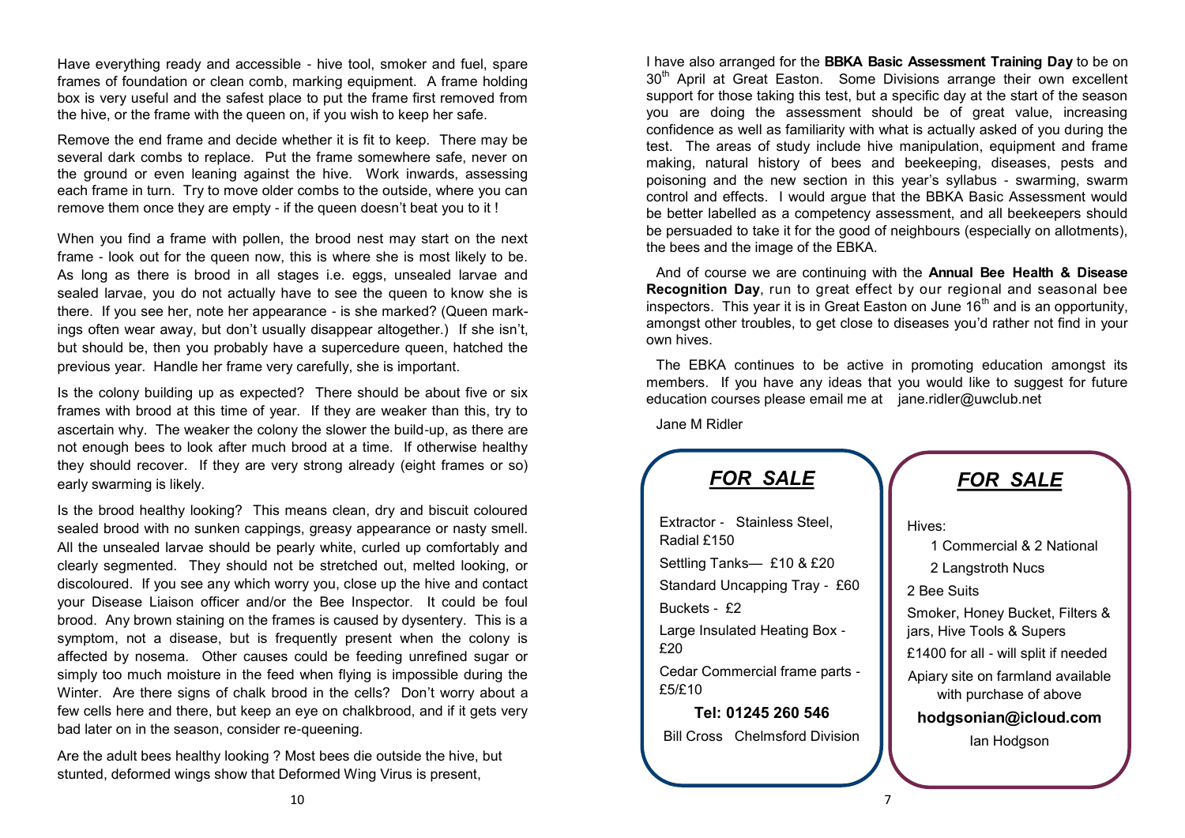Have everything ready and accessible - hive tool, smoker and fuel, spare frames of foundation or clean comb, marking equipment. A frame holding box is very useful and the safest place to put the frame first removed from the hive, or the frame with the queen on, if you wish to keep her safe.

Remove the end frame and decide whether it is fit to keep. There may be several dark combs to replace. Put the frame somewhere safe, never on the ground or even leaning against the hive. Work inwards, assessing each frame in turn. Try to move older combs to the outside, where you can remove them once they are empty - if the queen doesn't beat you to it !

When you find a frame with pollen, the brood nest may start on the next frame - look out for the queen now, this is where she is most likely to be. As long as there is brood in all stages i.e. eggs, unsealed larvae and sealed larvae, you do not actually have to see the queen to know she is there. If you see her, note her appearance - is she marked? (Queen markings often wear away, but don't usually disappear altogether.) If she isn't, but should be, then you probably have a supercedure queen, hatched the previous year. Handle her frame very carefully, she is important.

Is the colony building up as expected? There should be about five or six frames with brood at this time of year. If they are weaker than this, try to ascertain why. The weaker the colony the slower the build-up, as there are not enough bees to look after much brood at a time. If otherwise healthy they should recover. If they are very strong already (eight frames or so) early swarming is likely.

Is the brood healthy looking? This means clean, dry and biscuit coloured sealed brood with no sunken cappings, greasy appearance or nasty smell. All the unsealed larvae should be pearly white, curled up comfortably and clearly segmented. They should not be stretched out, melted looking, or discoloured. If you see any which worry you, close up the hive and contact your Disease Liaison officer and/or the Bee Inspector. It could be foul brood. Any brown staining on the frames is caused by dysentery. This is a symptom, not a disease, but is frequently present when the colony is affected by nosema. Other causes could be feeding unrefined sugar or simply too much moisture in the feed when flying is impossible during the Winter. Are there signs of chalk brood in the cells? Don't worry about a few cells here and there, but keep an eye on chalkbrood, and if it gets very bad later on in the season, consider re-queening.

Are the adult bees healthy looking ? Most bees die outside the hive, but stunted, deformed wings show that Deformed Wing Virus is present,

I have also arranged for the **BBKA Basic Assessment Training Day** to be on 30th April at Great Easton. Some Divisions arrange their own excellent support for those taking this test, but a specific day at the start of the season you are doing the assessment should be of great value, increasing confidence as well as familiarity with what is actually asked of you during the test. The areas of study include hive manipulation, equipment and frame making, natural history of bees and beekeeping, diseases, pests and poisoning and the new section in this year's syllabus - swarming, swarm control and effects. I would argue that the BBKA Basic Assessment would be better labelled as a competency assessment, and all beekeepers should be persuaded to take it for the good of neighbours (especially on allotments), the bees and the image of the EBKA.

And of course we are continuing with the **Annual Bee Health & Disease Recognition Day**, run to great effect by our regional and seasonal bee inspectors. This year it is in Great Easton on June 16th and is an opportunity, amongst other troubles, to get close to diseases you'd rather not find in your own hives.

The EBKA continues to be active in promoting education amongst its members. If you have any ideas that you would like to suggest for future education courses please email me at jane.ridler@uwclub.net

Jane M Ridler

## *FOR SALE*

Extractor - Stainless Steel, Radial £150

Settling Tanks— £10 & £20

Standard Uncapping Tray - £60

Buckets - £2

Large Insulated Heating Box - £20

Cedar Commercial frame parts - £5/£10

**Tel: 01245 260 546**

Bill Cross Chelmsford Division

## *FOR SALE*

Hives:

1 Commercial & 2 National

2 Langstroth Nucs

2 Bee Suits

Smoker, Honey Bucket, Filters & jars, Hive Tools & Supers

£1400 for all - will split if needed

Apiary site on farmland available with purchase of above

**hodgsonian@icloud.com**

Ian Hodgson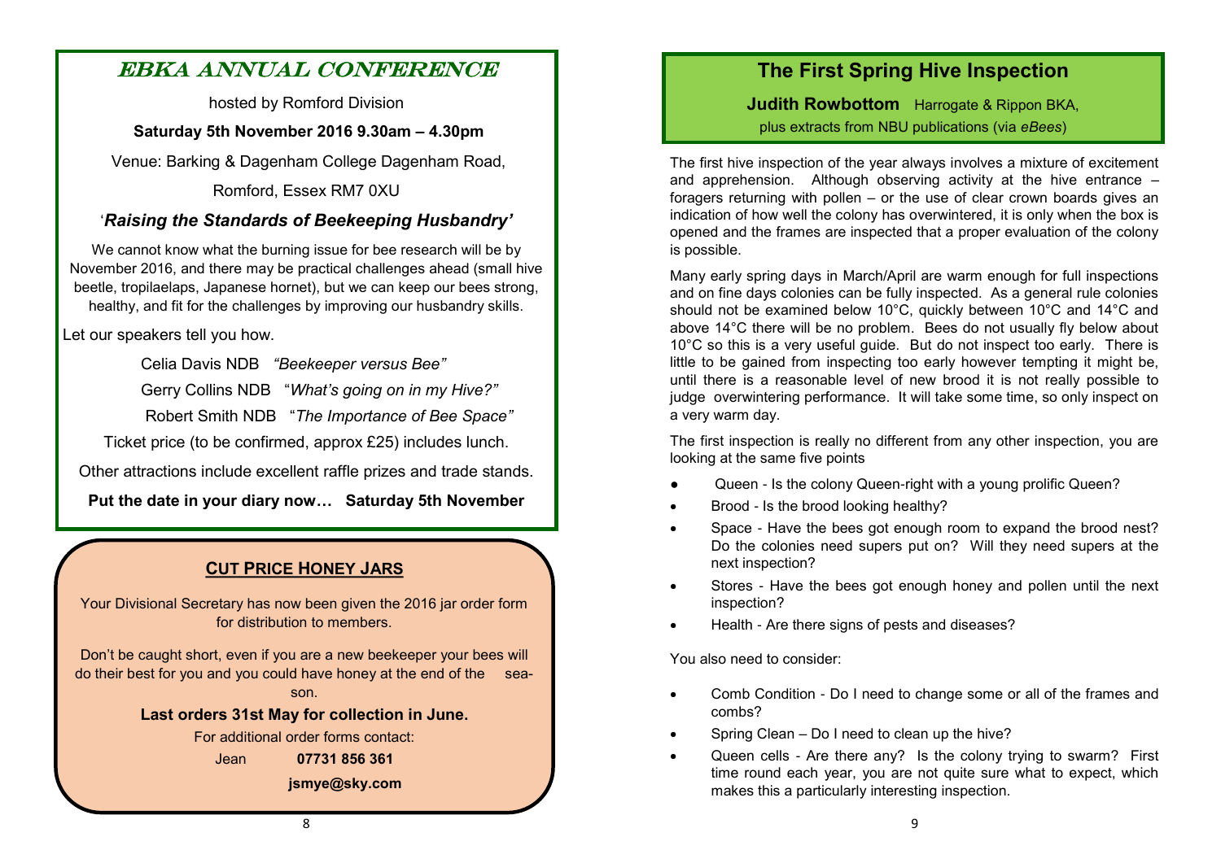## EBKA ANNUAL CONFERENCE

hosted by Romford Division

**Saturday 5th November 2016 9.30am – 4.30pm**

Venue: Barking & Dagenham College Dagenham Road,

Romford, Essex RM7 0XU

### '*Raising the Standards of Beekeeping Husbandry'*

We cannot know what the burning issue for bee research will be by November 2016, and there may be practical challenges ahead (small hive beetle, tropilaelaps, Japanese hornet), but we can keep our bees strong, healthy, and fit for the challenges by improving our husbandry skills.

Let our speakers tell you how.

Celia Davis NDB *"Beekeeper versus Bee"*

Gerry Collins NDB "*What's going on in my Hive?"*

Robert Smith NDB "*The Importance of Bee Space"*

Ticket price (to be confirmed, approx £25) includes lunch.

Other attractions include excellent raffle prizes and trade stands.

**Put the date in your diary now… Saturday 5th November**

## CUT PRICE HONEY JARS

Your Divisional Secretary has now been given the 2016 jar order form for distribution to members.

Don't be caught short, even if you are a new beekeeper your bees will do their best for you and you could have honey at the end of the season.

**Last orders 31st May for collection in June.**

For additional order forms contact:

Jean **07731 856 361**

**jsmye@sky.com**

## The First Spring Hive Inspection

**Judith Rowbottom** Harrogate & Rippon BKA,

plus extracts from NBU publications (via *eBees*)

The first hive inspection of the year always involves a mixture of excitement and apprehension. Although observing activity at the hive entrance – foragers returning with pollen – or the use of clear crown boards gives an indication of how well the colony has overwintered, it is only when the box is opened and the frames are inspected that a proper evaluation of the colony is possible.

Many early spring days in March/April are warm enough for full inspections and on fine days colonies can be fully inspected. As a general rule colonies should not be examined below 10°C, quickly between 10°C and 14°C and above 14°C there will be no problem. Bees do not usually fly below about 10°C so this is a very useful guide. But do not inspect too early. There is little to be gained from inspecting too early however tempting it might be, until there is a reasonable level of new brood it is not really possible to judge overwintering performance. It will take some time, so only inspect on a very warm day.

The first inspection is really no different from any other inspection, you are looking at the same five points

- Queen - Is the colony Queen-right with a young prolific Queen?
- Brood - Is the brood looking healthy?
- Space - Have the bees got enough room to expand the brood nest? Do the colonies need supers put on? Will they need supers at the next inspection?
- Stores - Have the bees got enough honey and pollen until the next inspection?
- Health - Are there signs of pests and diseases?

You also need to consider:

- Comb Condition - Do I need to change some or all of the frames and combs?
- Spring Clean – Do I need to clean up the hive?
- Queen cells - Are there any? Is the colony trying to swarm? First time round each year, you are not quite sure what to expect, which makes this a particularly interesting inspection.